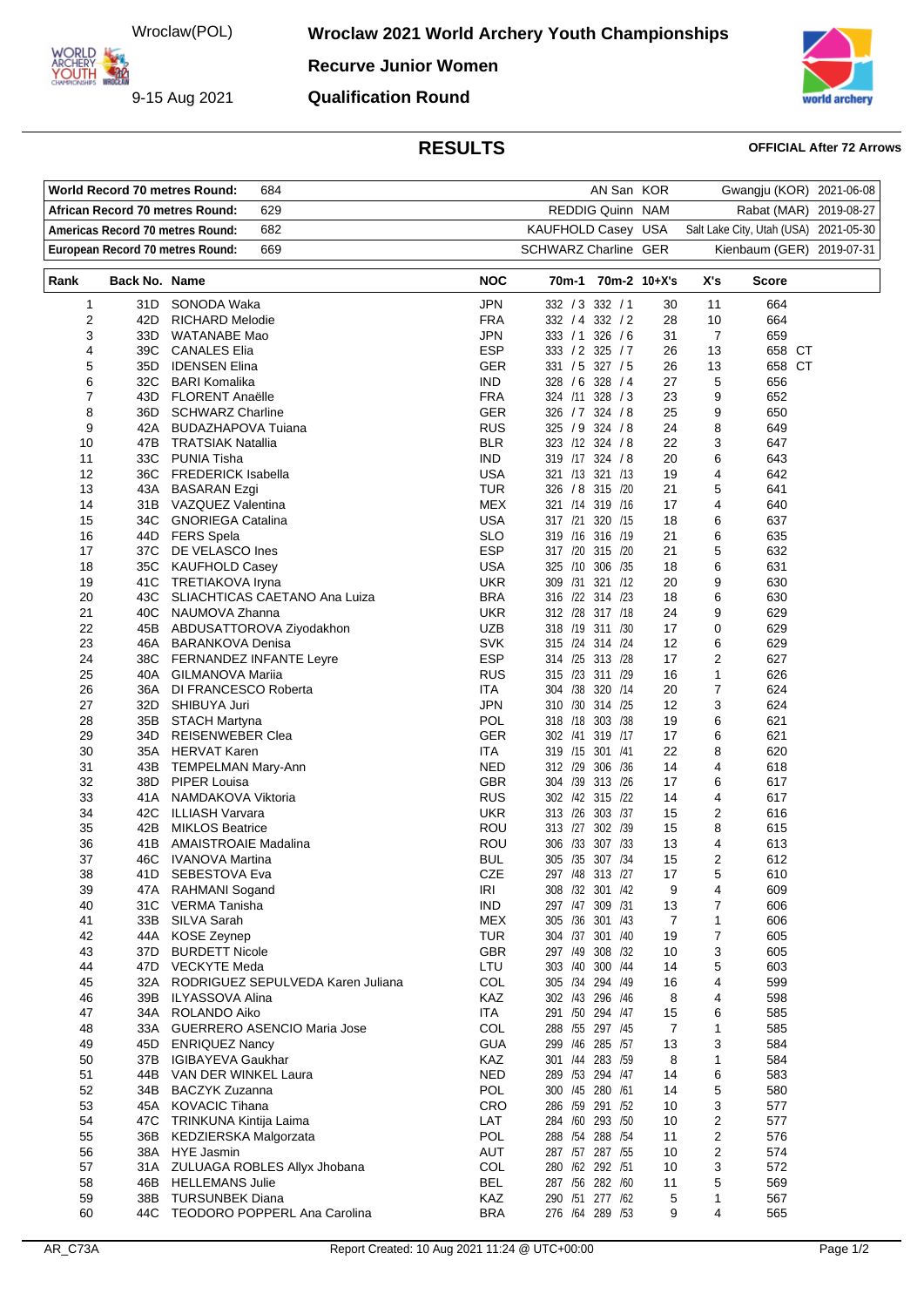Wroclaw(POL)

9-15 Aug 2021

# Wroclaw 2021 World Archery Youth Championships

## Recurve Junior Women

## Qualification Round

## RESULTS

**OFFICIAL After 72 Arrows**

| | | | | |
|---|---|---|---|---|
| **World Record 70 metres Round:** | 684 | AN San KOR | Gwangju (KOR) | 2021-06-08 |
| **African Record 70 metres Round:** | 629 | REDDIG Quinn NAM | Rabat (MAR) | 2019-08-27 |
| **Americas Record 70 metres Round:** | 682 | KAUFHOLD Casey USA | Salt Lake City, Utah (USA) | 2021-05-30 |
| **European Record 70 metres Round:** | 669 | SCHWARZ Charline GER | Kienbaum (GER) | 2019-07-31 |

| Rank | Back No. | Name | NOC | 70m-1 | 70m-2 | 10+X's | X's | Score |
|---|---|---|---|---|---|---|---|---|
| 1 | 31D | SONODA Waka | JPN | 332 / 3 | 332 / 1 | 30 | 11 | 664 |
| 2 | 42D | RICHARD Melodie | FRA | 332 / 4 | 332 / 2 | 28 | 10 | 664 |
| 3 | 33D | WATANABE Mao | JPN | 333 / 1 | 326 / 6 | 31 | 7 | 659 |
| 4 | 39C | CANALES Elia | ESP | 333 / 2 | 325 / 7 | 26 | 13 | 658 CT |
| 5 | 35D | IDENSEN Elina | GER | 331 / 5 | 327 / 5 | 26 | 13 | 658 CT |
| 6 | 32C | BARI Komalika | IND | 328 / 6 | 328 / 4 | 27 | 5 | 656 |
| 7 | 43D | FLORENT Anaëlle | FRA | 324 /11 | 328 / 3 | 23 | 9 | 652 |
| 8 | 36D | SCHWARZ Charline | GER | 326 / 7 | 324 / 8 | 25 | 9 | 650 |
| 9 | 42A | BUDAZHAPOVA Tuiana | RUS | 325 / 9 | 324 / 8 | 24 | 8 | 649 |
| 10 | 47B | TRATSIAK Natallia | BLR | 323 /12 | 324 / 8 | 22 | 3 | 647 |
| 11 | 33C | PUNIA Tisha | IND | 319 /17 | 324 / 8 | 20 | 6 | 643 |
| 12 | 36C | FREDERICK Isabella | USA | 321 /13 | 321 /13 | 19 | 4 | 642 |
| 13 | 43A | BASARAN Ezgi | TUR | 326 / 8 | 315 /20 | 21 | 5 | 641 |
| 14 | 31B | VAZQUEZ Valentina | MEX | 321 /14 | 319 /16 | 17 | 4 | 640 |
| 15 | 34C | GNORIEGA Catalina | USA | 317 /21 | 320 /15 | 18 | 6 | 637 |
| 16 | 44D | FERS Spela | SLO | 319 /16 | 316 /19 | 21 | 6 | 635 |
| 17 | 37C | DE VELASCO Ines | ESP | 317 /20 | 315 /20 | 21 | 5 | 632 |
| 18 | 35C | KAUFHOLD Casey | USA | 325 /10 | 306 /35 | 18 | 6 | 631 |
| 19 | 41C | TRETIAKOVA Iryna | UKR | 309 /31 | 321 /12 | 20 | 9 | 630 |
| 20 | 43C | SLIACHTICAS CAETANO Ana Luiza | BRA | 316 /22 | 314 /23 | 18 | 6 | 630 |
| 21 | 40C | NAUMOVA Zhanna | UKR | 312 /28 | 317 /18 | 24 | 9 | 629 |
| 22 | 45B | ABDUSATTOROVA Ziyodakhon | UZB | 318 /19 | 311 /30 | 17 | 0 | 629 |
| 23 | 46A | BARANKOVA Denisa | SVK | 315 /24 | 314 /24 | 12 | 6 | 629 |
| 24 | 38C | FERNANDEZ INFANTE Leyre | ESP | 314 /25 | 313 /28 | 17 | 2 | 627 |
| 25 | 40A | GILMANOVA Mariia | RUS | 315 /23 | 311 /29 | 16 | 1 | 626 |
| 26 | 36A | DI FRANCESCO Roberta | ITA | 304 /38 | 320 /14 | 20 | 7 | 624 |
| 27 | 32D | SHIBUYA Juri | JPN | 310 /30 | 314 /25 | 12 | 3 | 624 |
| 28 | 35B | STACH Martyna | POL | 318 /18 | 303 /38 | 19 | 6 | 621 |
| 29 | 34D | REISENWEBER Clea | GER | 302 /41 | 319 /17 | 17 | 6 | 621 |
| 30 | 35A | HERVAT Karen | ITA | 319 /15 | 301 /41 | 22 | 8 | 620 |
| 31 | 43B | TEMPELMAN Mary-Ann | NED | 312 /29 | 306 /36 | 14 | 4 | 618 |
| 32 | 38D | PIPER Louisa | GBR | 304 /39 | 313 /26 | 17 | 6 | 617 |
| 33 | 41A | NAMDAKOVA Viktoria | RUS | 302 /42 | 315 /22 | 14 | 4 | 617 |
| 34 | 42C | ILLIASH Varvara | UKR | 313 /26 | 303 /37 | 15 | 2 | 616 |
| 35 | 42B | MIKLOS Beatrice | ROU | 313 /27 | 302 /39 | 15 | 8 | 615 |
| 36 | 41B | AMAISTROAIE Madalina | ROU | 306 /33 | 307 /33 | 13 | 4 | 613 |
| 37 | 46C | IVANOVA Martina | BUL | 305 /35 | 307 /34 | 15 | 2 | 612 |
| 38 | 41D | SEBESTOVA Eva | CZE | 297 /48 | 313 /27 | 17 | 5 | 610 |
| 39 | 47A | RAHMANI Sogand | IRI | 308 /32 | 301 /42 | 9 | 4 | 609 |
| 40 | 31C | VERMA Tanisha | IND | 297 /47 | 309 /31 | 13 | 7 | 606 |
| 41 | 33B | SILVA Sarah | MEX | 305 /36 | 301 /43 | 7 | 1 | 606 |
| 42 | 44A | KOSE Zeynep | TUR | 304 /37 | 301 /40 | 19 | 7 | 605 |
| 43 | 37D | BURDETT Nicole | GBR | 297 /49 | 308 /32 | 10 | 3 | 605 |
| 44 | 47D | VECKYTE Meda | LTU | 303 /40 | 300 /44 | 14 | 5 | 603 |
| 45 | 32A | RODRIGUEZ SEPULVEDA Karen Juliana | COL | 305 /34 | 294 /49 | 16 | 4 | 599 |
| 46 | 39B | ILYASSOVA Alina | KAZ | 302 /43 | 296 /46 | 8 | 4 | 598 |
| 47 | 34A | ROLANDO Aiko | ITA | 291 /50 | 294 /47 | 15 | 6 | 585 |
| 48 | 33A | GUERRERO ASENCIO Maria Jose | COL | 288 /55 | 297 /45 | 7 | 1 | 585 |
| 49 | 45D | ENRIQUEZ Nancy | GUA | 299 /46 | 285 /57 | 13 | 3 | 584 |
| 50 | 37B | IGIBAYEVA Gaukhar | KAZ | 301 /44 | 283 /59 | 8 | 1 | 584 |
| 51 | 44B | VAN DER WINKEL Laura | NED | 289 /53 | 294 /47 | 14 | 6 | 583 |
| 52 | 34B | BACZYK Zuzanna | POL | 300 /45 | 280 /61 | 14 | 5 | 580 |
| 53 | 45A | KOVACIC Tihana | CRO | 286 /59 | 291 /52 | 10 | 3 | 577 |
| 54 | 47C | TRINKUNA Kintija Laima | LAT | 284 /60 | 293 /50 | 10 | 2 | 577 |
| 55 | 36B | KEDZIERSKA Malgorzata | POL | 288 /54 | 288 /54 | 11 | 2 | 576 |
| 56 | 38A | HYE Jasmin | AUT | 287 /57 | 287 /55 | 10 | 2 | 574 |
| 57 | 31A | ZULUAGA ROBLES Allyx Jhobana | COL | 280 /62 | 292 /51 | 10 | 3 | 572 |
| 58 | 46B | HELLEMANS Julie | BEL | 287 /56 | 282 /60 | 11 | 5 | 569 |
| 59 | 38B | TURSUNBEK Diana | KAZ | 290 /51 | 277 /62 | 5 | 1 | 567 |
| 60 | 44C | TEODORO POPPERL Ana Carolina | BRA | 276 /64 | 289 /53 | 9 | 4 | 565 |

AR_C73A Report Created: 10 Aug 2021 11:24 @ UTC+00:00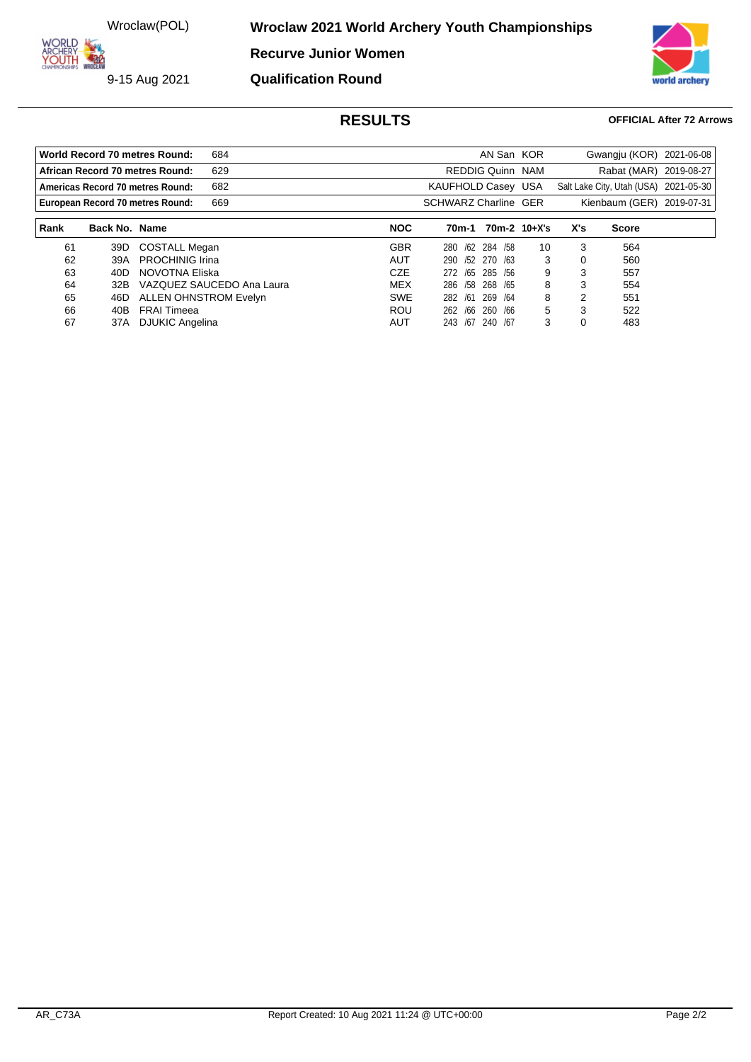Wroclaw(POL)

9-15 Aug 2021

# Wroclaw 2021 World Archery Youth Championships

## Recurve Junior Women

## Qualification Round

### RESULTS

**OFFICIAL After 72 Arrows**

| | | | | |
|---|---|---|---|---|
| **World Record 70 metres Round:** | 684 | AN San KOR | Gwangju (KOR) | 2021-06-08 |
| **African Record 70 metres Round:** | 629 | REDDIG Quinn NAM | Rabat (MAR) | 2019-08-27 |
| **Americas Record 70 metres Round:** | 682 | KAUFHOLD Casey USA | Salt Lake City, Utah (USA) | 2021-05-30 |
| **European Record 70 metres Round:** | 669 | SCHWARZ Charline GER | Kienbaum (GER) | 2019-07-31 |

| Rank | Back No. | Name | NOC | 70m-1 | 70m-2 | 10+X's | X's | Score |
|---|---|---|---|---|---|---|---|---|
| 61 | 39D | COSTALL Megan | GBR | 280 /62 | 284 /58 | 10 | 3 | 564 |
| 62 | 39A | PROCHINIG Irina | AUT | 290 /52 | 270 /63 | 3 | 0 | 560 |
| 63 | 40D | NOVOTNA Eliska | CZE | 272 /65 | 285 /56 | 9 | 3 | 557 |
| 64 | 32B | VAZQUEZ SAUCEDO Ana Laura | MEX | 286 /58 | 268 /65 | 8 | 3 | 554 |
| 65 | 46D | ALLEN OHNSTROM Evelyn | SWE | 282 /61 | 269 /64 | 8 | 2 | 551 |
| 66 | 40B | FRAI Timeea | ROU | 262 /66 | 260 /66 | 5 | 3 | 522 |
| 67 | 37A | DJUKIC Angelina | AUT | 243 /67 | 240 /67 | 3 | 0 | 483 |

AR_C73A

Report Created: 10 Aug 2021 11:24 @ UTC+00:00